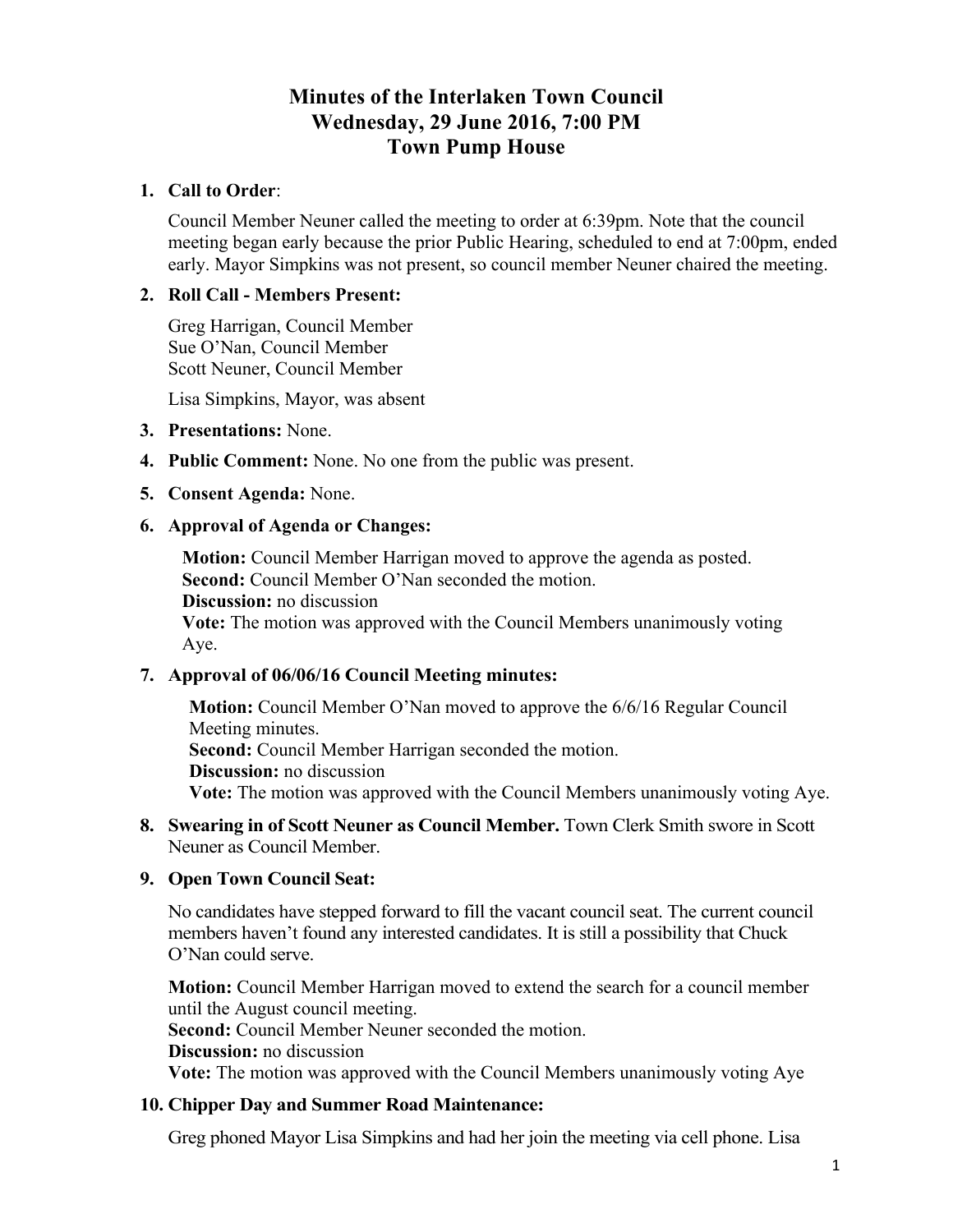# Minutes of the Interlaken Town Council
# Wednesday, 29 June 2016, 7:00 PM
# Town Pump House

1. **Call to Order**:

   Council Member Neuner called the meeting to order at 6:39pm. Note that the council meeting began early because the prior Public Hearing, scheduled to end at 7:00pm, ended early. Mayor Simpkins was not present, so council member Neuner chaired the meeting.

2. **Roll Call - Members Present:**

   Greg Harrigan, Council Member
   Sue O'Nan, Council Member
   Scott Neuner, Council Member

   Lisa Simpkins, Mayor, was absent

3. **Presentations:** None.

4. **Public Comment:** None. No one from the public was present.

5. **Consent Agenda:** None.

6. **Approval of Agenda or Changes:**

   **Motion:** Council Member Harrigan moved to approve the agenda as posted.
   **Second:** Council Member O'Nan seconded the motion.
   **Discussion:** no discussion
   **Vote:** The motion was approved with the Council Members unanimously voting Aye.

7. **Approval of 06/06/16 Council Meeting minutes:**

   **Motion:** Council Member O'Nan moved to approve the 6/6/16 Regular Council Meeting minutes.
   **Second:** Council Member Harrigan seconded the motion.
   **Discussion:** no discussion
   **Vote:** The motion was approved with the Council Members unanimously voting Aye.

8. **Swearing in of Scott Neuner as Council Member.** Town Clerk Smith swore in Scott Neuner as Council Member.

9. **Open Town Council Seat:**

   No candidates have stepped forward to fill the vacant council seat. The current council members haven't found any interested candidates. It is still a possibility that Chuck O'Nan could serve.

   **Motion:** Council Member Harrigan moved to extend the search for a council member until the August council meeting.
   **Second:** Council Member Neuner seconded the motion.
   **Discussion:** no discussion
   **Vote:** The motion was approved with the Council Members unanimously voting Aye

10. **Chipper Day and Summer Road Maintenance:**

    Greg phoned Mayor Lisa Simpkins and had her join the meeting via cell phone. Lisa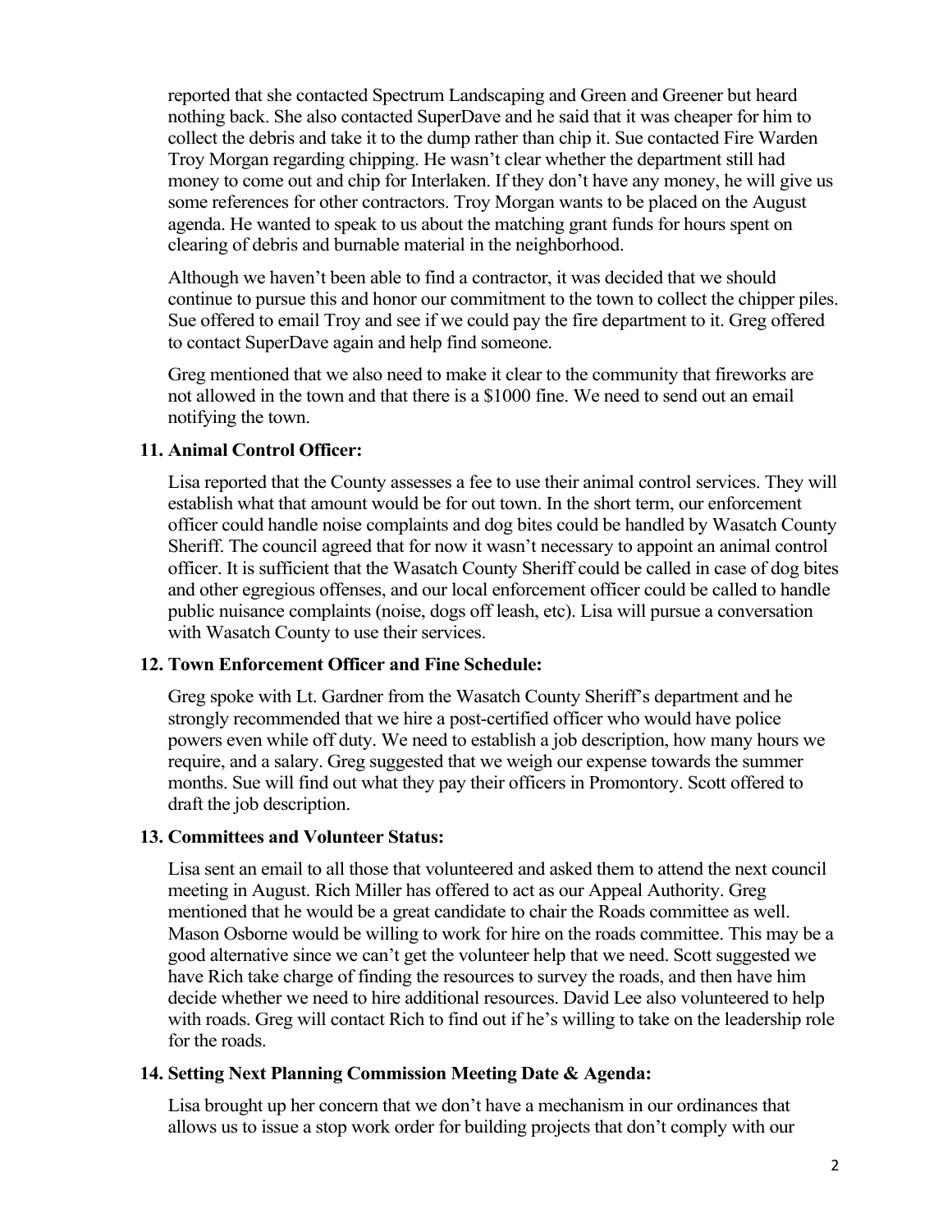reported that she contacted Spectrum Landscaping and Green and Greener but heard nothing back. She also contacted SuperDave and he said that it was cheaper for him to collect the debris and take it to the dump rather than chip it. Sue contacted Fire Warden Troy Morgan regarding chipping. He wasn't clear whether the department still had money to come out and chip for Interlaken. If they don't have any money, he will give us some references for other contractors. Troy Morgan wants to be placed on the August agenda. He wanted to speak to us about the matching grant funds for hours spent on clearing of debris and burnable material in the neighborhood.

Although we haven't been able to find a contractor, it was decided that we should continue to pursue this and honor our commitment to the town to collect the chipper piles. Sue offered to email Troy and see if we could pay the fire department to it. Greg offered to contact SuperDave again and help find someone.

Greg mentioned that we also need to make it clear to the community that fireworks are not allowed in the town and that there is a $1000 fine. We need to send out an email notifying the town.

**11. Animal Control Officer:**

Lisa reported that the County assesses a fee to use their animal control services. They will establish what that amount would be for out town. In the short term, our enforcement officer could handle noise complaints and dog bites could be handled by Wasatch County Sheriff. The council agreed that for now it wasn't necessary to appoint an animal control officer. It is sufficient that the Wasatch County Sheriff could be called in case of dog bites and other egregious offenses, and our local enforcement officer could be called to handle public nuisance complaints (noise, dogs off leash, etc). Lisa will pursue a conversation with Wasatch County to use their services.

**12. Town Enforcement Officer and Fine Schedule:**

Greg spoke with Lt. Gardner from the Wasatch County Sheriff's department and he strongly recommended that we hire a post-certified officer who would have police powers even while off duty. We need to establish a job description, how many hours we require, and a salary. Greg suggested that we weigh our expense towards the summer months. Sue will find out what they pay their officers in Promontory. Scott offered to draft the job description.

**13. Committees and Volunteer Status:**

Lisa sent an email to all those that volunteered and asked them to attend the next council meeting in August. Rich Miller has offered to act as our Appeal Authority. Greg mentioned that he would be a great candidate to chair the Roads committee as well. Mason Osborne would be willing to work for hire on the roads committee. This may be a good alternative since we can't get the volunteer help that we need. Scott suggested we have Rich take charge of finding the resources to survey the roads, and then have him decide whether we need to hire additional resources. David Lee also volunteered to help with roads. Greg will contact Rich to find out if he's willing to take on the leadership role for the roads.

**14. Setting Next Planning Commission Meeting Date & Agenda:**

Lisa brought up her concern that we don't have a mechanism in our ordinances that allows us to issue a stop work order for building projects that don't comply with our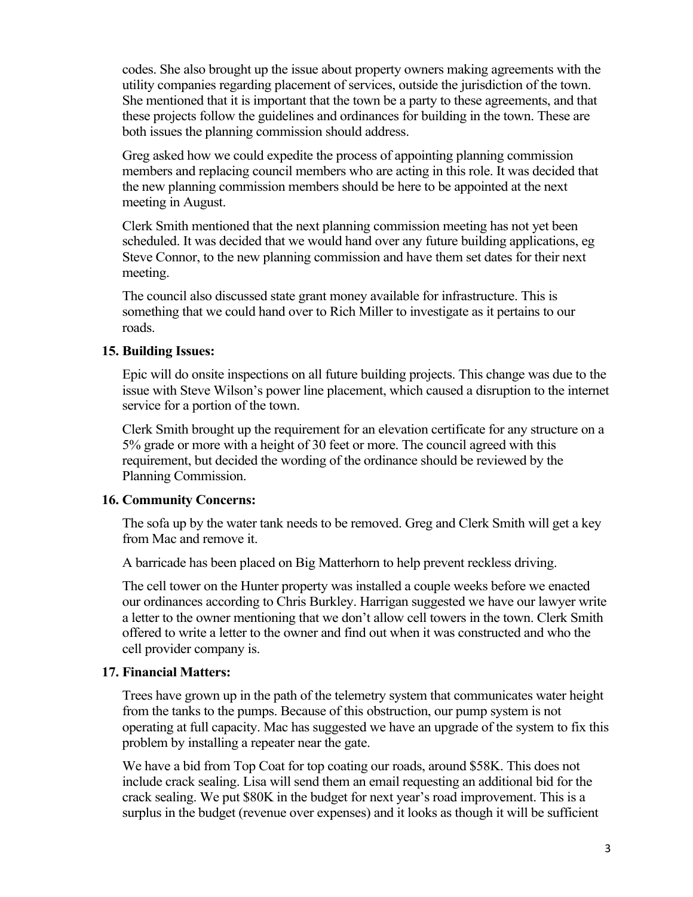codes. She also brought up the issue about property owners making agreements with the utility companies regarding placement of services, outside the jurisdiction of the town. She mentioned that it is important that the town be a party to these agreements, and that these projects follow the guidelines and ordinances for building in the town. These are both issues the planning commission should address.

Greg asked how we could expedite the process of appointing planning commission members and replacing council members who are acting in this role. It was decided that the new planning commission members should be here to be appointed at the next meeting in August.

Clerk Smith mentioned that the next planning commission meeting has not yet been scheduled. It was decided that we would hand over any future building applications, eg Steve Connor, to the new planning commission and have them set dates for their next meeting.

The council also discussed state grant money available for infrastructure. This is something that we could hand over to Rich Miller to investigate as it pertains to our roads.

**15. Building Issues:**

Epic will do onsite inspections on all future building projects. This change was due to the issue with Steve Wilson's power line placement, which caused a disruption to the internet service for a portion of the town.

Clerk Smith brought up the requirement for an elevation certificate for any structure on a 5% grade or more with a height of 30 feet or more. The council agreed with this requirement, but decided the wording of the ordinance should be reviewed by the Planning Commission.

**16. Community Concerns:**

The sofa up by the water tank needs to be removed. Greg and Clerk Smith will get a key from Mac and remove it.

A barricade has been placed on Big Matterhorn to help prevent reckless driving.

The cell tower on the Hunter property was installed a couple weeks before we enacted our ordinances according to Chris Burkley. Harrigan suggested we have our lawyer write a letter to the owner mentioning that we don't allow cell towers in the town. Clerk Smith offered to write a letter to the owner and find out when it was constructed and who the cell provider company is.

**17. Financial Matters:**

Trees have grown up in the path of the telemetry system that communicates water height from the tanks to the pumps. Because of this obstruction, our pump system is not operating at full capacity. Mac has suggested we have an upgrade of the system to fix this problem by installing a repeater near the gate.

We have a bid from Top Coat for top coating our roads, around $58K. This does not include crack sealing. Lisa will send them an email requesting an additional bid for the crack sealing. We put $80K in the budget for next year's road improvement. This is a surplus in the budget (revenue over expenses) and it looks as though it will be sufficient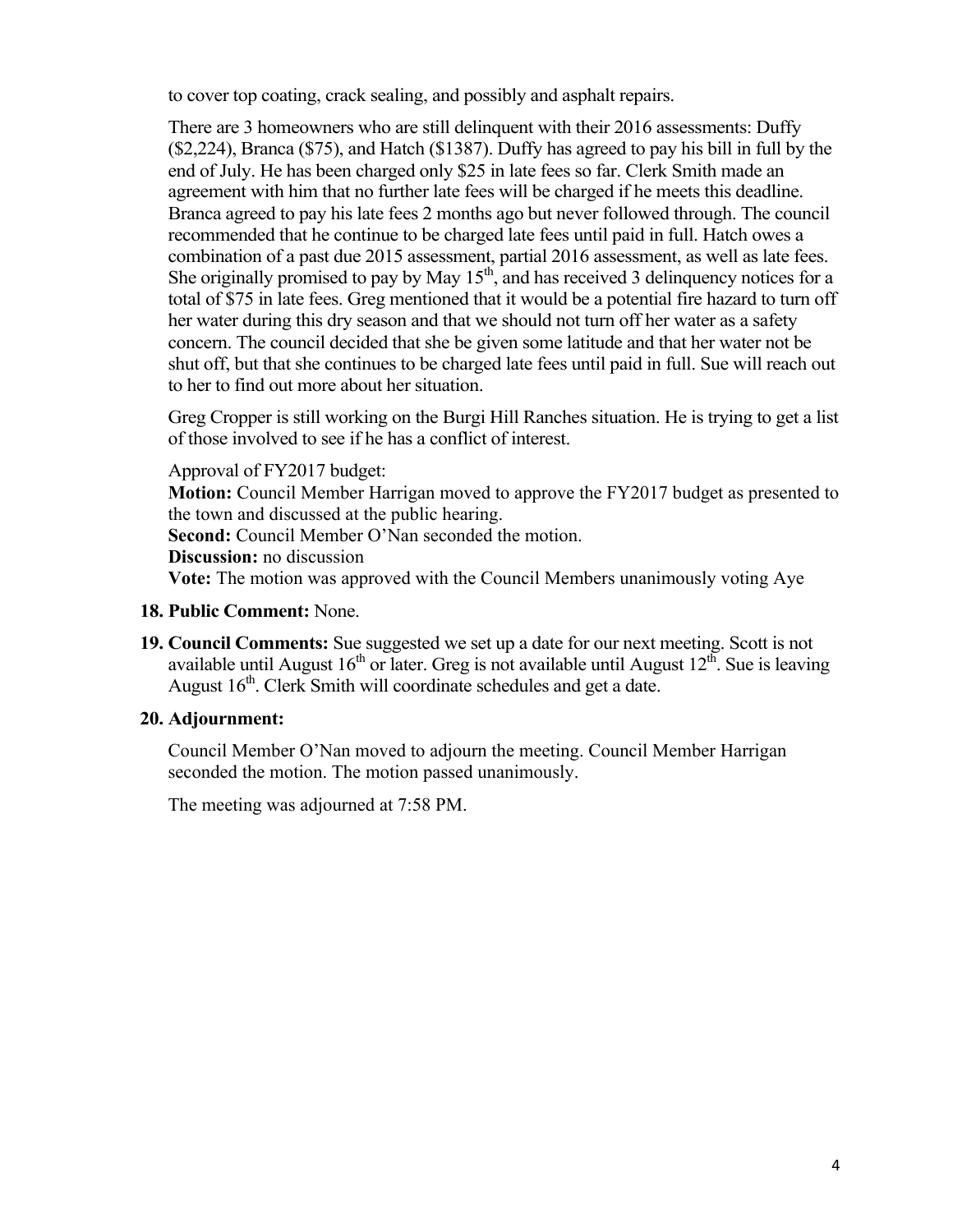to cover top coating, crack sealing, and possibly and asphalt repairs.

There are 3 homeowners who are still delinquent with their 2016 assessments: Duffy ($2,224), Branca ($75), and Hatch ($1387). Duffy has agreed to pay his bill in full by the end of July. He has been charged only $25 in late fees so far. Clerk Smith made an agreement with him that no further late fees will be charged if he meets this deadline. Branca agreed to pay his late fees 2 months ago but never followed through. The council recommended that he continue to be charged late fees until paid in full. Hatch owes a combination of a past due 2015 assessment, partial 2016 assessment, as well as late fees. She originally promised to pay by May 15th, and has received 3 delinquency notices for a total of $75 in late fees. Greg mentioned that it would be a potential fire hazard to turn off her water during this dry season and that we should not turn off her water as a safety concern. The council decided that she be given some latitude and that her water not be shut off, but that she continues to be charged late fees until paid in full. Sue will reach out to her to find out more about her situation.

Greg Cropper is still working on the Burgi Hill Ranches situation. He is trying to get a list of those involved to see if he has a conflict of interest.

Approval of FY2017 budget:
**Motion:** Council Member Harrigan moved to approve the FY2017 budget as presented to the town and discussed at the public hearing.
**Second:** Council Member O'Nan seconded the motion.
**Discussion:** no discussion
**Vote:** The motion was approved with the Council Members unanimously voting Aye

18. **Public Comment:** None.

19. **Council Comments:** Sue suggested we set up a date for our next meeting. Scott is not available until August 16th or later. Greg is not available until August 12th. Sue is leaving August 16th. Clerk Smith will coordinate schedules and get a date.

20. **Adjournment:**

Council Member O'Nan moved to adjourn the meeting. Council Member Harrigan seconded the motion. The motion passed unanimously.

The meeting was adjourned at 7:58 PM.